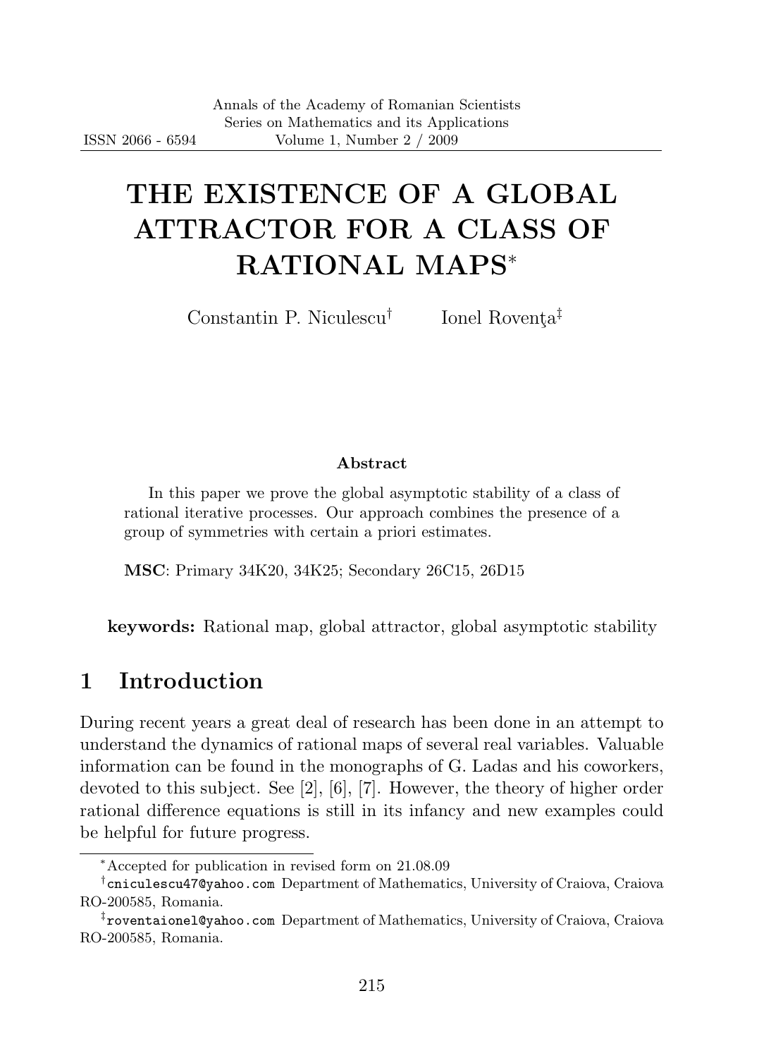# THE EXISTENCE OF A GLOBAL ATTRACTOR FOR A CLASS OF RATIONAL MAPS*

Constantin P. Niculescu[†] Ionel Rovenţa[‡]

**Abstract**

In this paper we prove the global asymptotic stability of a class of rational iterative processes. Our approach combines the presence of a group of symmetries with certain a priori estimates.

**MSC**: Primary 34K20, 34K25; Secondary 26C15, 26D15

**keywords:** Rational map, global attractor, global asymptotic stability

## 1 Introduction

During recent years a great deal of research has been done in an attempt to understand the dynamics of rational maps of several real variables. Valuable information can be found in the monographs of G. Ladas and his coworkers, devoted to this subject. See [2], [6], [7]. However, the theory of higher order rational difference equations is still in its infancy and new examples could be helpful for future progress.

---

*Accepted for publication in revised form on 21.08.09

[†]cniculescu47@yahoo.com Department of Mathematics, University of Craiova, Craiova RO-200585, Romania.

[‡]roventaionel@yahoo.com Department of Mathematics, University of Craiova, Craiova RO-200585, Romania.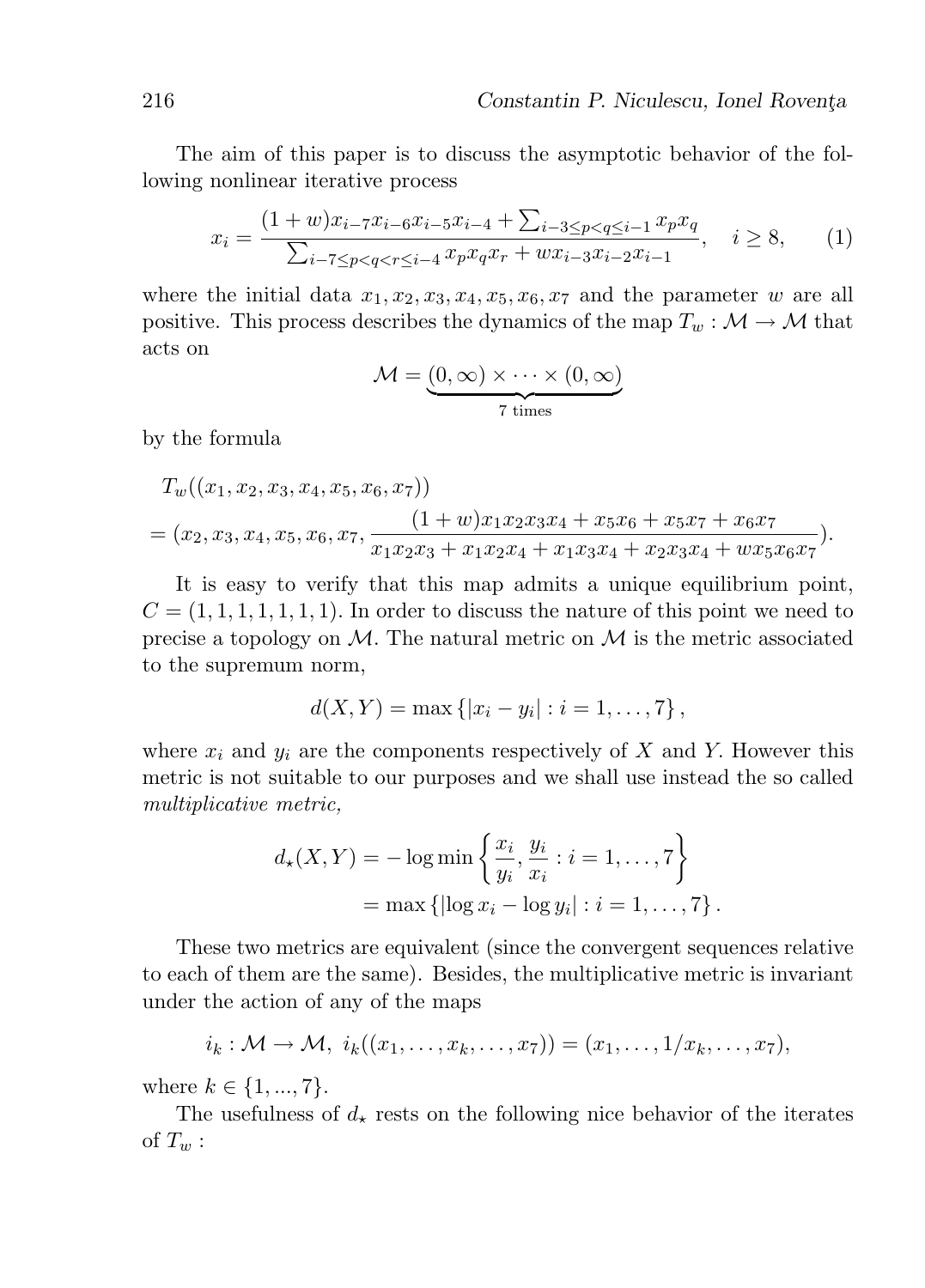The aim of this paper is to discuss the asymptotic behavior of the following nonlinear iterative process

$$x_i = \frac{(1+w)x_{i-7}x_{i-6}x_{i-5}x_{i-4} + \sum_{i-3\le p<q\le i-1} x_p x_q}{\sum_{i-7\le p<q<r\le i-4} x_p x_q x_r + w x_{i-3}x_{i-2}x_{i-1}}, \quad i \ge 8, \qquad (1)$$

where the initial data $x_1, x_2, x_3, x_4, x_5, x_6, x_7$ and the parameter $w$ are all positive. This process describes the dynamics of the map $T_w : \mathcal{M} \to \mathcal{M}$ that acts on

$$\mathcal{M} = \underbrace{(0,\infty) \times \cdots \times (0,\infty)}_{7 \text{ times}}$$

by the formula

$$\begin{aligned} & T_w((x_1, x_2, x_3, x_4, x_5, x_6, x_7)) \\ & = (x_2, x_3, x_4, x_5, x_6, x_7, \frac{(1+w)x_1x_2x_3x_4 + x_5x_6 + x_5x_7 + x_6x_7}{x_1x_2x_3 + x_1x_2x_4 + x_1x_3x_4 + x_2x_3x_4 + wx_5x_6x_7}). \end{aligned}$$

It is easy to verify that this map admits a unique equilibrium point, $C = (1,1,1,1,1,1,1)$. In order to discuss the nature of this point we need to precise a topology on $\mathcal{M}$. The natural metric on $\mathcal{M}$ is the metric associated to the supremum norm,

$$d(X,Y) = \max\{|x_i - y_i| : i = 1,\ldots,7\},$$

where $x_i$ and $y_i$ are the components respectively of $X$ and $Y$. However this metric is not suitable to our purposes and we shall use instead the so called *multiplicative metric,*

$$\begin{aligned} d_\star(X,Y) &= -\log\min\left\{\frac{x_i}{y_i}, \frac{y_i}{x_i} : i = 1,\ldots,7\right\} \\ &= \max\{|\log x_i - \log y_i| : i = 1,\ldots,7\}. \end{aligned}$$

These two metrics are equivalent (since the convergent sequences relative to each of them are the same). Besides, the multiplicative metric is invariant under the action of any of the maps

$$i_k : \mathcal{M} \to \mathcal{M},\ i_k((x_1,\ldots,x_k,\ldots,x_7)) = (x_1,\ldots,1/x_k,\ldots,x_7),$$

where $k \in \{1,...,7\}$.

The usefulness of $d_\star$ rests on the following nice behavior of the iterates of $T_w$ :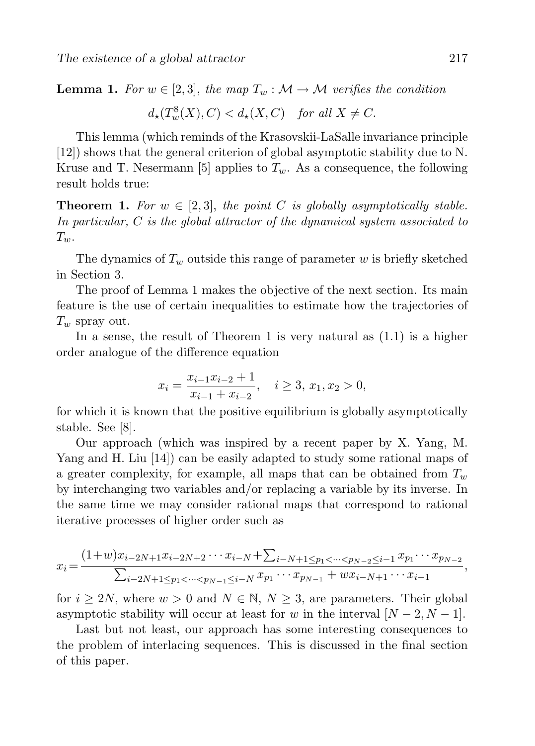**Lemma 1.** *For $w \in [2,3]$, the map $T_w : \mathcal{M} \to \mathcal{M}$ verifies the condition*

$$d_\star(T_w^8(X), C) < d_\star(X, C) \quad \textit{for all } X \neq C.$$

This lemma (which reminds of the Krasovskii-LaSalle invariance principle [12]) shows that the general criterion of global asymptotic stability due to N. Kruse and T. Nesermann [5] applies to $T_w$. As a consequence, the following result holds true:

**Theorem 1.** *For $w \in [2,3]$, the point $C$ is globally asymptotically stable. In particular, $C$ is the global attractor of the dynamical system associated to $T_w$.*

The dynamics of $T_w$ outside this range of parameter $w$ is briefly sketched in Section 3.

The proof of Lemma 1 makes the objective of the next section. Its main feature is the use of certain inequalities to estimate how the trajectories of $T_w$ spray out.

In a sense, the result of Theorem 1 is very natural as (1.1) is a higher order analogue of the difference equation

$$x_i = \frac{x_{i-1}x_{i-2} + 1}{x_{i-1} + x_{i-2}}, \quad i \geq 3,\ x_1, x_2 > 0,$$

for which it is known that the positive equilibrium is globally asymptotically stable. See [8].

Our approach (which was inspired by a recent paper by X. Yang, M. Yang and H. Liu [14]) can be easily adapted to study some rational maps of a greater complexity, for example, all maps that can be obtained from $T_w$ by interchanging two variables and/or replacing a variable by its inverse. In the same time we may consider rational maps that correspond to rational iterative processes of higher order such as

$$x_i = \frac{(1+w)x_{i-2N+1}x_{i-2N+2}\cdots x_{i-N} + \sum_{i-N+1 \leq p_1 < \cdots < p_{N-2} \leq i-1} x_{p_1}\cdots x_{p_{N-2}}}{\sum_{i-2N+1 \leq p_1 < \cdots < p_{N-1} \leq i-N} x_{p_1}\cdots x_{p_{N-1}} + w x_{i-N+1}\cdots x_{i-1}},$$

for $i \geq 2N$, where $w > 0$ and $N \in \mathbb{N}$, $N \geq 3$, are parameters. Their global asymptotic stability will occur at least for $w$ in the interval $[N-2, N-1]$.

Last but not least, our approach has some interesting consequences to the problem of interlacing sequences. This is discussed in the final section of this paper.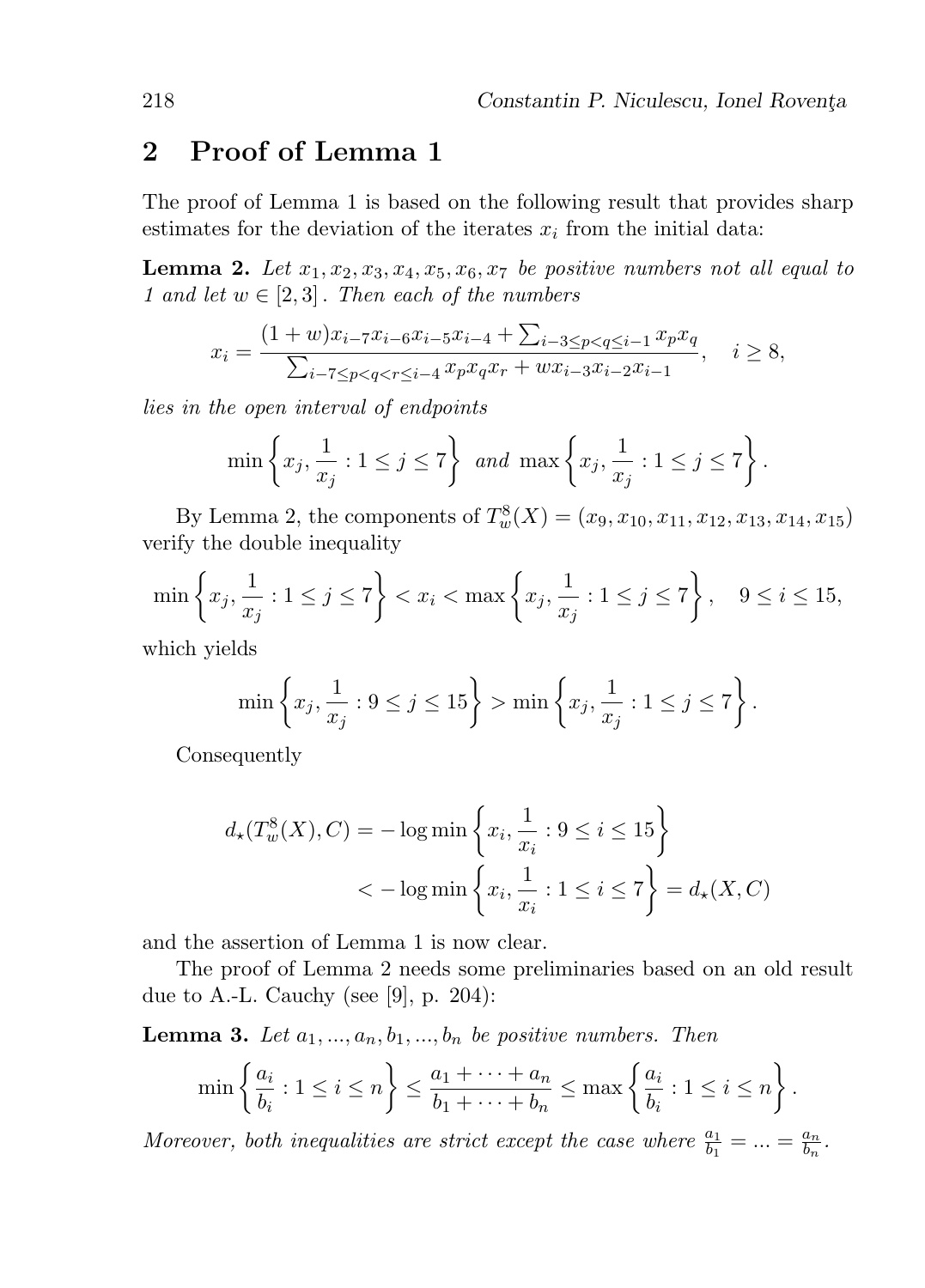## 2 Proof of Lemma 1

The proof of Lemma 1 is based on the following result that provides sharp estimates for the deviation of the iterates $x_i$ from the initial data:

**Lemma 2.** *Let $x_1, x_2, x_3, x_4, x_5, x_6, x_7$ be positive numbers not all equal to 1 and let $w \in [2,3]$. Then each of the numbers*

$$x_i = \frac{(1+w)x_{i-7}x_{i-6}x_{i-5}x_{i-4} + \sum_{i-3 \le p < q \le i-1} x_p x_q}{\sum_{i-7 \le p < q < r \le i-4} x_p x_q x_r + w x_{i-3} x_{i-2} x_{i-1}}, \quad i \ge 8,$$

*lies in the open interval of endpoints*

$$\min \left\{ x_j, \frac{1}{x_j} : 1 \le j \le 7 \right\} \text{ and } \max \left\{ x_j, \frac{1}{x_j} : 1 \le j \le 7 \right\}.$$

By Lemma 2, the components of $T_w^8(X) = (x_9, x_{10}, x_{11}, x_{12}, x_{13}, x_{14}, x_{15})$ verify the double inequality

$$\min \left\{ x_j, \frac{1}{x_j} : 1 \le j \le 7 \right\} < x_i < \max \left\{ x_j, \frac{1}{x_j} : 1 \le j \le 7 \right\}, \quad 9 \le i \le 15,$$

which yields

$$\min \left\{ x_j, \frac{1}{x_j} : 9 \le j \le 15 \right\} > \min \left\{ x_j, \frac{1}{x_j} : 1 \le j \le 7 \right\}.$$

Consequently

$$\begin{aligned} d_\star(T_w^8(X), C) &= -\log \min \left\{ x_i, \frac{1}{x_i} : 9 \le i \le 15 \right\} \\ &< -\log \min \left\{ x_i, \frac{1}{x_i} : 1 \le i \le 7 \right\} = d_\star(X, C) \end{aligned}$$

and the assertion of Lemma 1 is now clear.

The proof of Lemma 2 needs some preliminaries based on an old result due to A.-L. Cauchy (see [9], p. 204):

**Lemma 3.** *Let $a_1, ..., a_n, b_1, ..., b_n$ be positive numbers. Then*

$$\min \left\{ \frac{a_i}{b_i} : 1 \le i \le n \right\} \le \frac{a_1 + \cdots + a_n}{b_1 + \cdots + b_n} \le \max \left\{ \frac{a_i}{b_i} : 1 \le i \le n \right\}.$$

*Moreover, both inequalities are strict except the case where $\frac{a_1}{b_1} = ... = \frac{a_n}{b_n}$.*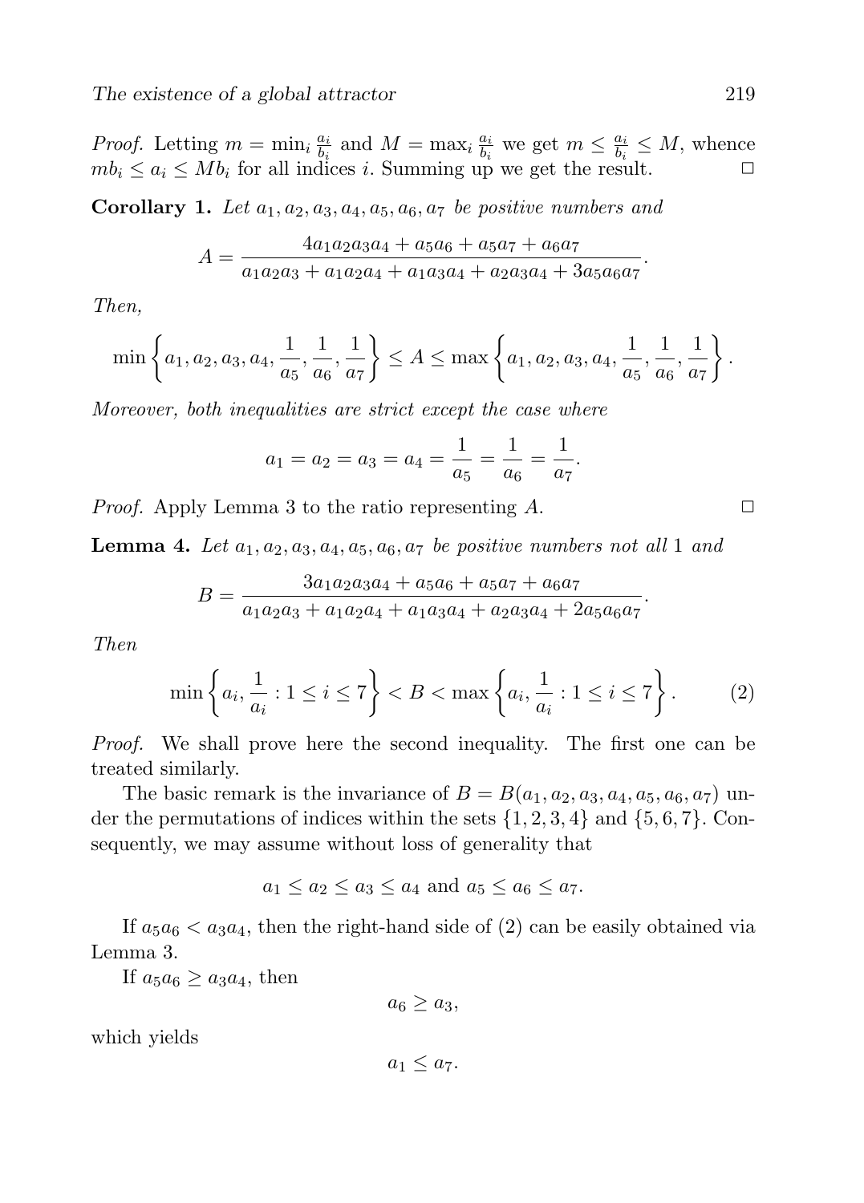*Proof.* Letting $m = \min_i \frac{a_i}{b_i}$ and $M = \max_i \frac{a_i}{b_i}$ we get $m \leq \frac{a_i}{b_i} \leq M$, whence $mb_i \leq a_i \leq Mb_i$ for all indices $i$. Summing up we get the result. ◻

**Corollary 1.** *Let $a_1, a_2, a_3, a_4, a_5, a_6, a_7$ be positive numbers and*

$$A = \frac{4a_1a_2a_3a_4 + a_5a_6 + a_5a_7 + a_6a_7}{a_1a_2a_3 + a_1a_2a_4 + a_1a_3a_4 + a_2a_3a_4 + 3a_5a_6a_7}.$$

*Then,*

$$\min\left\{a_1, a_2, a_3, a_4, \frac{1}{a_5}, \frac{1}{a_6}, \frac{1}{a_7}\right\} \leq A \leq \max\left\{a_1, a_2, a_3, a_4, \frac{1}{a_5}, \frac{1}{a_6}, \frac{1}{a_7}\right\}.$$

*Moreover, both inequalities are strict except the case where*

$$a_1 = a_2 = a_3 = a_4 = \frac{1}{a_5} = \frac{1}{a_6} = \frac{1}{a_7}.$$

*Proof.* Apply Lemma 3 to the ratio representing $A$. ◻

**Lemma 4.** *Let $a_1, a_2, a_3, a_4, a_5, a_6, a_7$ be positive numbers not all 1 and*

$$B = \frac{3a_1a_2a_3a_4 + a_5a_6 + a_5a_7 + a_6a_7}{a_1a_2a_3 + a_1a_2a_4 + a_1a_3a_4 + a_2a_3a_4 + 2a_5a_6a_7}.$$

*Then*

$$\min\left\{a_i, \frac{1}{a_i} : 1 \leq i \leq 7\right\} < B < \max\left\{a_i, \frac{1}{a_i} : 1 \leq i \leq 7\right\}. \tag{2}$$

*Proof.* We shall prove here the second inequality. The first one can be treated similarly.

The basic remark is the invariance of $B = B(a_1, a_2, a_3, a_4, a_5, a_6, a_7)$ under the permutations of indices within the sets $\{1, 2, 3, 4\}$ and $\{5, 6, 7\}$. Consequently, we may assume without loss of generality that

$$a_1 \leq a_2 \leq a_3 \leq a_4 \text{ and } a_5 \leq a_6 \leq a_7.$$

If $a_5a_6 < a_3a_4$, then the right-hand side of (2) can be easily obtained via Lemma 3.

If $a_5a_6 \geq a_3a_4$, then

$$a_6 \geq a_3,$$

which yields

$$a_1 \leq a_7.$$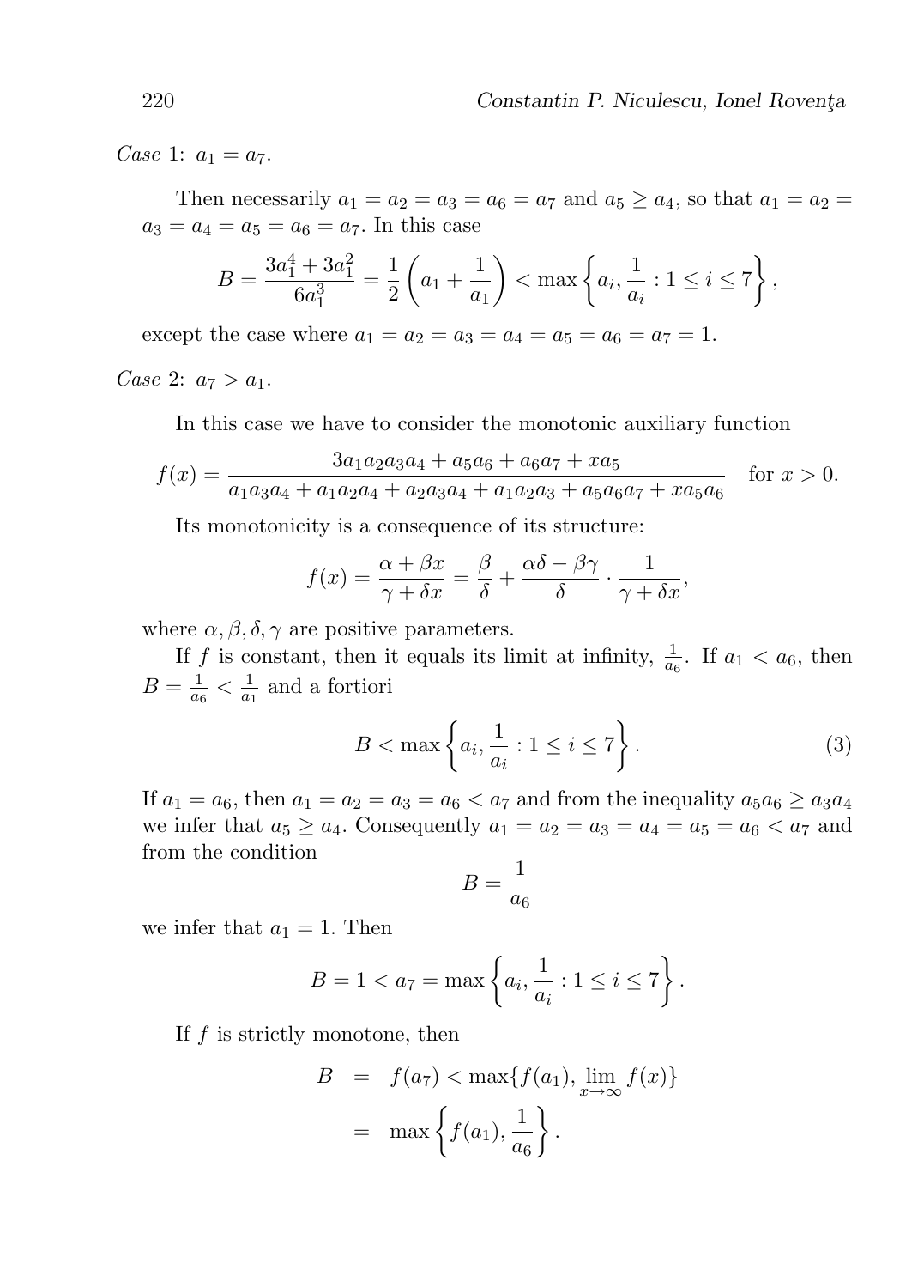*Case* 1: $a_1 = a_7$.

Then necessarily $a_1 = a_2 = a_3 = a_6 = a_7$ and $a_5 \geq a_4$, so that $a_1 = a_2 = a_3 = a_4 = a_5 = a_6 = a_7$. In this case

$$B = \frac{3a_1^4 + 3a_1^2}{6a_1^3} = \frac{1}{2}\left(a_1 + \frac{1}{a_1}\right) < \max\left\{a_i, \frac{1}{a_i} : 1 \leq i \leq 7\right\},$$

except the case where $a_1 = a_2 = a_3 = a_4 = a_5 = a_6 = a_7 = 1$.

*Case* 2: $a_7 > a_1$.

In this case we have to consider the monotonic auxiliary function

$$f(x) = \frac{3a_1a_2a_3a_4 + a_5a_6 + a_6a_7 + xa_5}{a_1a_3a_4 + a_1a_2a_4 + a_2a_3a_4 + a_1a_2a_3 + a_5a_6a_7 + xa_5a_6} \quad \text{for } x > 0.$$

Its monotonicity is a consequence of its structure:

$$f(x) = \frac{\alpha + \beta x}{\gamma + \delta x} = \frac{\beta}{\delta} + \frac{\alpha\delta - \beta\gamma}{\delta} \cdot \frac{1}{\gamma + \delta x},$$

where $\alpha, \beta, \delta, \gamma$ are positive parameters.

If $f$ is constant, then it equals its limit at infinity, $\frac{1}{a_6}$. If $a_1 < a_6$, then $B = \frac{1}{a_6} < \frac{1}{a_1}$ and a fortiori

$$B < \max\left\{a_i, \frac{1}{a_i} : 1 \leq i \leq 7\right\}. \tag{3}$$

If $a_1 = a_6$, then $a_1 = a_2 = a_3 = a_6 < a_7$ and from the inequality $a_5a_6 \geq a_3a_4$ we infer that $a_5 \geq a_4$. Consequently $a_1 = a_2 = a_3 = a_4 = a_5 = a_6 < a_7$ and from the condition

$$B = \frac{1}{a_6}$$

we infer that $a_1 = 1$. Then

$$B = 1 < a_7 = \max\left\{a_i, \frac{1}{a_i} : 1 \leq i \leq 7\right\}.$$

If $f$ is strictly monotone, then

$$\begin{aligned} B &= f(a_7) < \max\{f(a_1), \lim_{x\to\infty} f(x)\} \\ &= \max\left\{f(a_1), \frac{1}{a_6}\right\}. \end{aligned}$$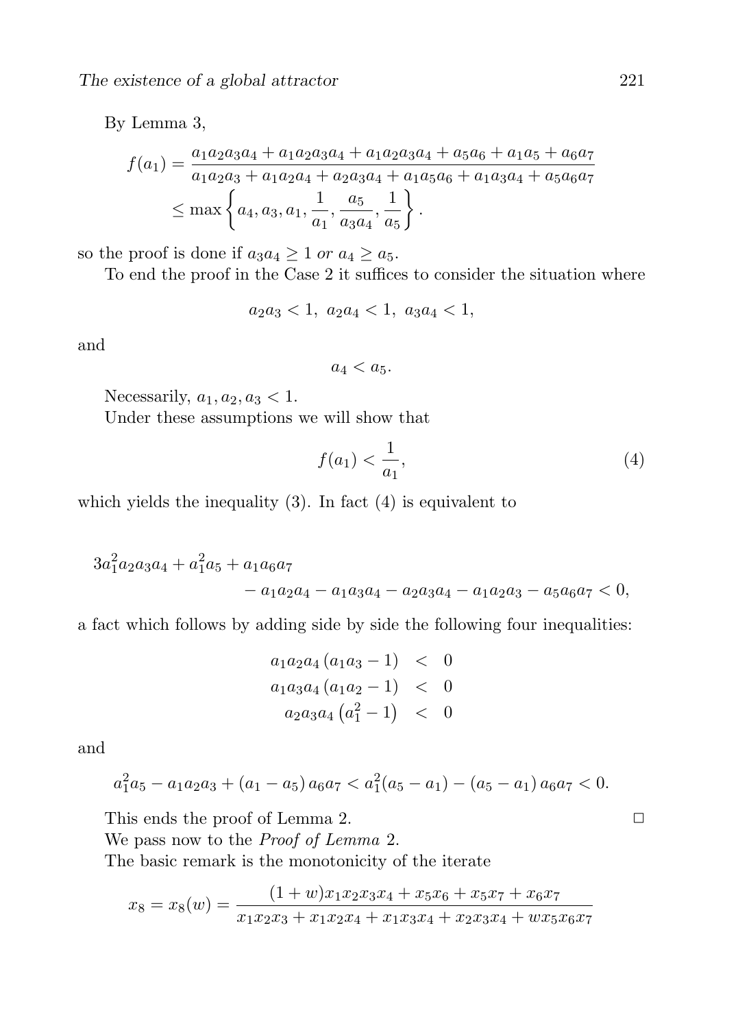By Lemma 3,

$$f(a_1) = \frac{a_1a_2a_3a_4 + a_1a_2a_3a_4 + a_1a_2a_3a_4 + a_5a_6 + a_1a_5 + a_6a_7}{a_1a_2a_3 + a_1a_2a_4 + a_2a_3a_4 + a_1a_5a_6 + a_1a_3a_4 + a_5a_6a_7}$$
$$\leq \max\left\{a_4, a_3, a_1, \frac{1}{a_1}, \frac{a_5}{a_3a_4}, \frac{1}{a_5}\right\}.$$

so the proof is done if $a_3a_4 \geq 1$ *or* $a_4 \geq a_5$.

To end the proof in the Case 2 it suffices to consider the situation where

$$a_2a_3 < 1,\ a_2a_4 < 1,\ a_3a_4 < 1,$$

and

$$a_4 < a_5.$$

Necessarily, $a_1, a_2, a_3 < 1$.

Under these assumptions we will show that

$$f(a_1) < \frac{1}{a_1}, \tag{4}$$

which yields the inequality (3). In fact (4) is equivalent to

$$3a_1^2a_2a_3a_4 + a_1^2a_5 + a_1a_6a_7 - a_1a_2a_4 - a_1a_3a_4 - a_2a_3a_4 - a_1a_2a_3 - a_5a_6a_7 < 0,$$

a fact which follows by adding side by side the following four inequalities:

$$\begin{aligned} a_1a_2a_4\left(a_1a_3 - 1\right) &< 0 \\ a_1a_3a_4\left(a_1a_2 - 1\right) &< 0 \\ a_2a_3a_4\left(a_1^2 - 1\right) &< 0 \end{aligned}$$

and

$$a_1^2a_5 - a_1a_2a_3 + \left(a_1 - a_5\right)a_6a_7 < a_1^2(a_5 - a_1) - \left(a_5 - a_1\right)a_6a_7 < 0.$$

This ends the proof of Lemma 2. □

We pass now to the *Proof of Lemma* 2.

The basic remark is the monotonicity of the iterate

$$x_8 = x_8(w) = \frac{(1+w)x_1x_2x_3x_4 + x_5x_6 + x_5x_7 + x_6x_7}{x_1x_2x_3 + x_1x_2x_4 + x_1x_3x_4 + x_2x_3x_4 + wx_5x_6x_7}$$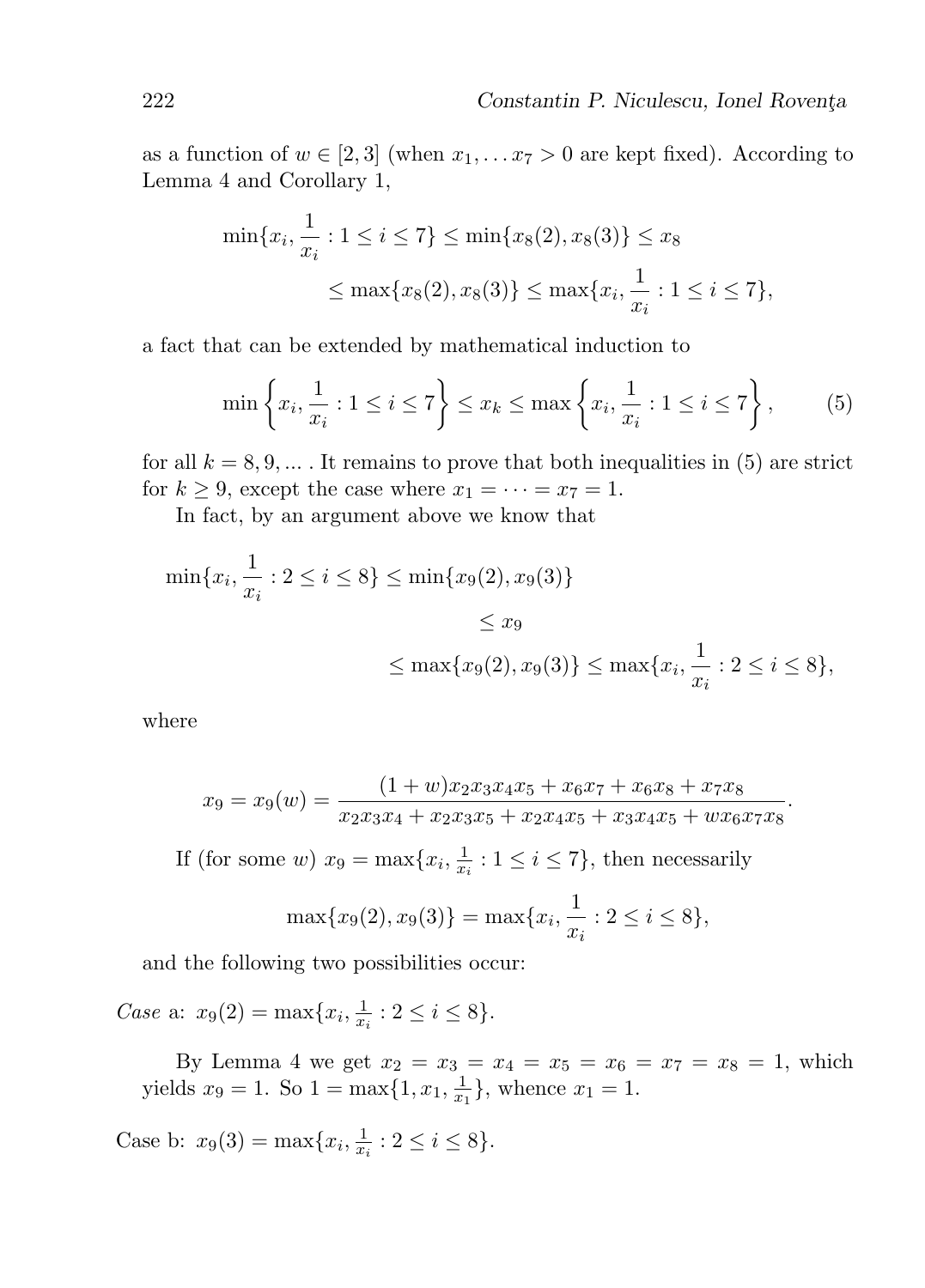as a function of $w \in [2,3]$ (when $x_1, \ldots x_7 > 0$ are kept fixed). According to Lemma 4 and Corollary 1,

$$\min\{x_i, \frac{1}{x_i} : 1 \leq i \leq 7\} \leq \min\{x_8(2), x_8(3)\} \leq x_8$$
$$\leq \max\{x_8(2), x_8(3)\} \leq \max\{x_i, \frac{1}{x_i} : 1 \leq i \leq 7\},$$

a fact that can be extended by mathematical induction to

$$\min\left\{x_i, \frac{1}{x_i} : 1 \leq i \leq 7\right\} \leq x_k \leq \max\left\{x_i, \frac{1}{x_i} : 1 \leq i \leq 7\right\}, \tag{5}$$

for all $k = 8, 9, \ldots$ . It remains to prove that both inequalities in (5) are strict for $k \geq 9$, except the case where $x_1 = \cdots = x_7 = 1$.

In fact, by an argument above we know that

$$\min\{x_i, \frac{1}{x_i} : 2 \leq i \leq 8\} \leq \min\{x_9(2), x_9(3)\}$$
$$\leq x_9$$
$$\leq \max\{x_9(2), x_9(3)\} \leq \max\{x_i, \frac{1}{x_i} : 2 \leq i \leq 8\},$$

where

$$x_9 = x_9(w) = \frac{(1+w)x_2x_3x_4x_5 + x_6x_7 + x_6x_8 + x_7x_8}{x_2x_3x_4 + x_2x_3x_5 + x_2x_4x_5 + x_3x_4x_5 + wx_6x_7x_8}.$$

If (for some $w$) $x_9 = \max\{x_i, \frac{1}{x_i} : 1 \leq i \leq 7\}$, then necessarily

$$\max\{x_9(2), x_9(3)\} = \max\{x_i, \frac{1}{x_i} : 2 \leq i \leq 8\},$$

and the following two possibilities occur:

*Case* a: $x_9(2) = \max\{x_i, \frac{1}{x_i} : 2 \leq i \leq 8\}$.

By Lemma 4 we get $x_2 = x_3 = x_4 = x_5 = x_6 = x_7 = x_8 = 1$, which yields $x_9 = 1$. So $1 = \max\{1, x_1, \frac{1}{x_1}\}$, whence $x_1 = 1$.

Case b: $x_9(3) = \max\{x_i, \frac{1}{x_i} : 2 \leq i \leq 8\}$.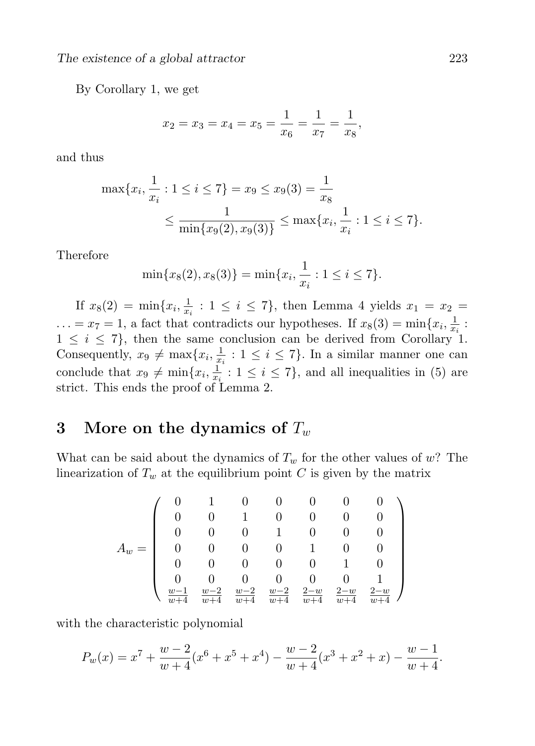By Corollary 1, we get

$$x_2 = x_3 = x_4 = x_5 = \frac{1}{x_6} = \frac{1}{x_7} = \frac{1}{x_8},$$

and thus

$$\max\{x_i, \frac{1}{x_i} : 1 \le i \le 7\} = x_9 \le x_9(3) = \frac{1}{x_8}$$
$$\le \frac{1}{\min\{x_9(2), x_9(3)\}} \le \max\{x_i, \frac{1}{x_i} : 1 \le i \le 7\}.$$

Therefore

$$\min\{x_8(2), x_8(3)\} = \min\{x_i, \frac{1}{x_i} : 1 \le i \le 7\}.$$

If $x_8(2) = \min\{x_i, \frac{1}{x_i} : 1 \le i \le 7\}$, then Lemma 4 yields $x_1 = x_2 = \ldots = x_7 = 1$, a fact that contradicts our hypotheses. If $x_8(3) = \min\{x_i, \frac{1}{x_i} : 1 \le i \le 7\}$, then the same conclusion can be derived from Corollary 1. Consequently, $x_9 \ne \max\{x_i, \frac{1}{x_i} : 1 \le i \le 7\}$. In a similar manner one can conclude that $x_9 \ne \min\{x_i, \frac{1}{x_i} : 1 \le i \le 7\}$, and all inequalities in (5) are strict. This ends the proof of Lemma 2.

## 3 More on the dynamics of $T_w$

What can be said about the dynamics of $T_w$ for the other values of $w$? The linearization of $T_w$ at the equilibrium point $C$ is given by the matrix

$$A_w = \begin{pmatrix} 0 & 1 & 0 & 0 & 0 & 0 & 0 \\ 0 & 0 & 1 & 0 & 0 & 0 & 0 \\ 0 & 0 & 0 & 1 & 0 & 0 & 0 \\ 0 & 0 & 0 & 0 & 1 & 0 & 0 \\ 0 & 0 & 0 & 0 & 0 & 1 & 0 \\ 0 & 0 & 0 & 0 & 0 & 0 & 1 \\ \frac{w-1}{w+4} & \frac{w-2}{w+4} & \frac{w-2}{w+4} & \frac{w-2}{w+4} & \frac{2-w}{w+4} & \frac{2-w}{w+4} & \frac{2-w}{w+4} \end{pmatrix}$$

with the characteristic polynomial

$$P_w(x) = x^7 + \frac{w-2}{w+4}(x^6 + x^5 + x^4) - \frac{w-2}{w+4}(x^3 + x^2 + x) - \frac{w-1}{w+4}.$$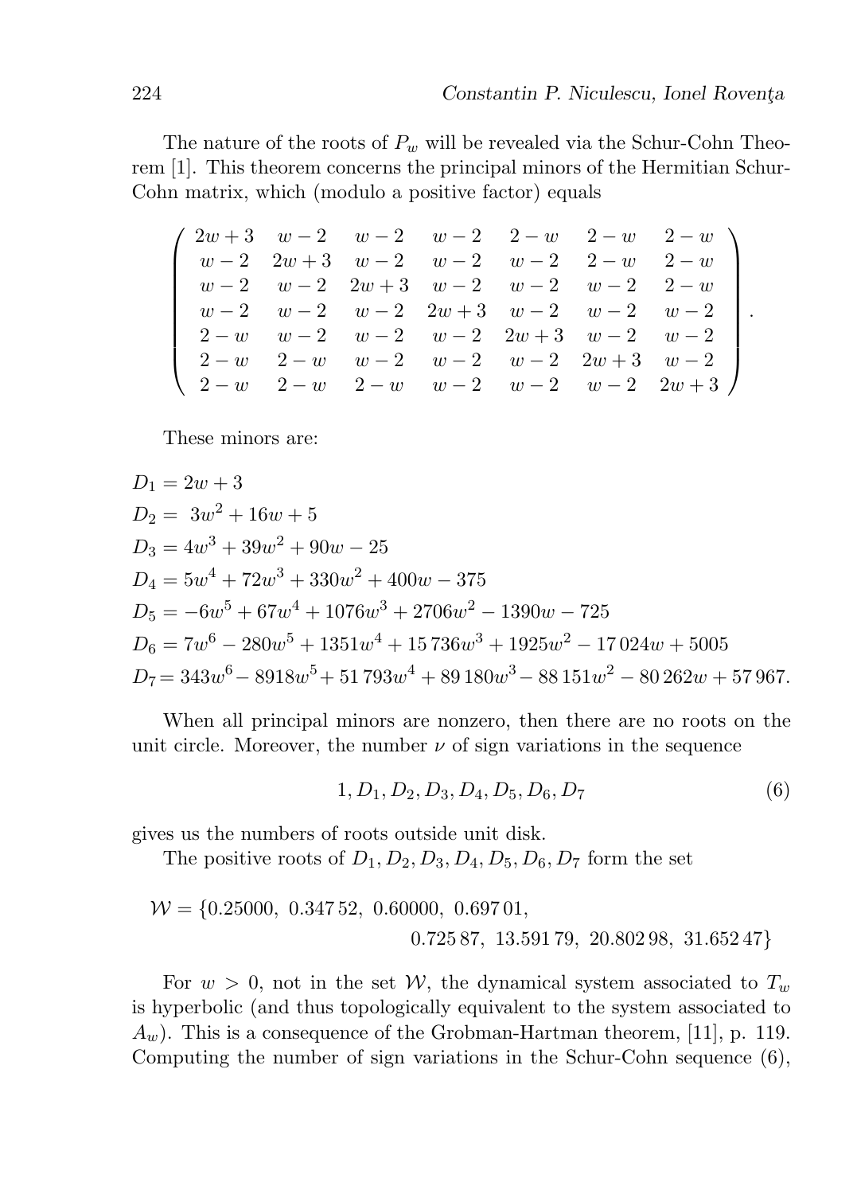The nature of the roots of $P_w$ will be revealed via the Schur-Cohn Theorem [1]. This theorem concerns the principal minors of the Hermitian Schur-Cohn matrix, which (modulo a positive factor) equals

$$
\begin{pmatrix}
2w+3 & w-2 & w-2 & w-2 & 2-w & 2-w & 2-w \\
w-2 & 2w+3 & w-2 & w-2 & w-2 & 2-w & 2-w \\
w-2 & w-2 & 2w+3 & w-2 & w-2 & w-2 & 2-w \\
w-2 & w-2 & w-2 & 2w+3 & w-2 & w-2 & w-2 \\
2-w & w-2 & w-2 & w-2 & 2w+3 & w-2 & w-2 \\
2-w & 2-w & w-2 & w-2 & w-2 & 2w+3 & w-2 \\
2-w & 2-w & 2-w & w-2 & w-2 & w-2 & 2w+3
\end{pmatrix}.
$$

These minors are:

$$
\begin{aligned}
D_1 &= 2w+3 \\
D_2 &= 3w^2+16w+5 \\
D_3 &= 4w^3+39w^2+90w-25 \\
D_4 &= 5w^4+72w^3+330w^2+400w-375 \\
D_5 &= -6w^5+67w^4+1076w^3+2706w^2-1390w-725 \\
D_6 &= 7w^6-280w^5+1351w^4+15\,736w^3+1925w^2-17\,024w+5005 \\
D_7 &= 343w^6-8918w^5+51\,793w^4+89\,180w^3-88\,151w^2-80\,262w+57\,967.
\end{aligned}
$$

When all principal minors are nonzero, then there are no roots on the unit circle. Moreover, the number $\nu$ of sign variations in the sequence

$$1, D_1, D_2, D_3, D_4, D_5, D_6, D_7 \tag{6}$$

gives us the numbers of roots outside unit disk.

The positive roots of $D_1, D_2, D_3, D_4, D_5, D_6, D_7$ form the set

$$
\mathcal{W} = \{0.25000,\ 0.347\,52,\ 0.60000,\ 0.697\,01,\ 0.725\,87,\ 13.591\,79,\ 20.802\,98,\ 31.652\,47\}
$$

For $w > 0$, not in the set $\mathcal{W}$, the dynamical system associated to $T_w$ is hyperbolic (and thus topologically equivalent to the system associated to $A_w$). This is a consequence of the Grobman-Hartman theorem, [11], p. 119. Computing the number of sign variations in the Schur-Cohn sequence (6),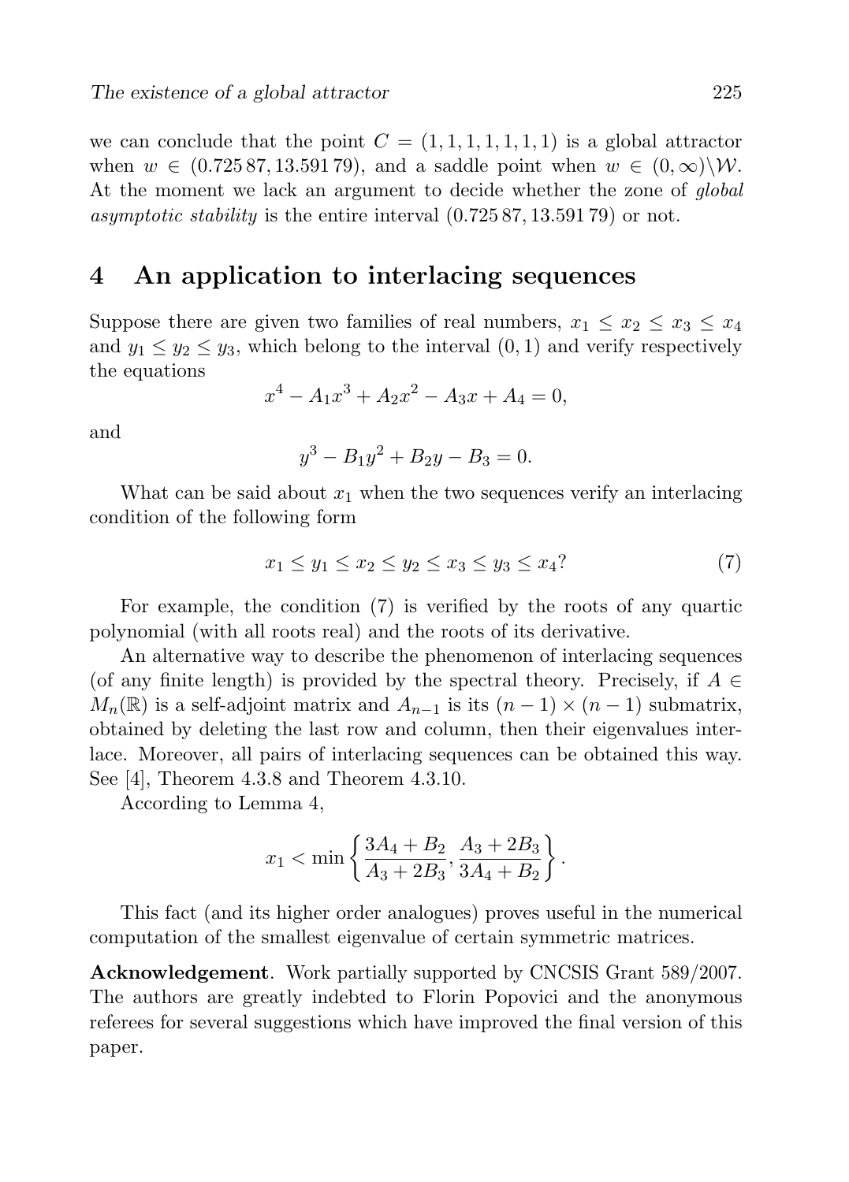we can conclude that the point $C = (1, 1, 1, 1, 1, 1, 1)$ is a global attractor when $w \in (0.725\,87, 13.591\,79)$, and a saddle point when $w \in (0, \infty)\backslash\mathcal{W}$. At the moment we lack an argument to decide whether the zone of *global asymptotic stability* is the entire interval $(0.725\,87, 13.591\,79)$ or not.

## 4 An application to interlacing sequences

Suppose there are given two families of real numbers, $x_1 \leq x_2 \leq x_3 \leq x_4$ and $y_1 \leq y_2 \leq y_3$, which belong to the interval $(0, 1)$ and verify respectively the equations

$$x^4 - A_1x^3 + A_2x^2 - A_3x + A_4 = 0,$$

and

$$y^3 - B_1y^2 + B_2y - B_3 = 0.$$

What can be said about $x_1$ when the two sequences verify an interlacing condition of the following form

$$x_1 \leq y_1 \leq x_2 \leq y_2 \leq x_3 \leq y_3 \leq x_4? \tag{7}$$

For example, the condition (7) is verified by the roots of any quartic polynomial (with all roots real) and the roots of its derivative.

An alternative way to describe the phenomenon of interlacing sequences (of any finite length) is provided by the spectral theory. Precisely, if $A \in M_n(\mathbb{R})$ is a self-adjoint matrix and $A_{n-1}$ is its $(n-1) \times (n-1)$ submatrix, obtained by deleting the last row and column, then their eigenvalues interlace. Moreover, all pairs of interlacing sequences can be obtained this way. See [4], Theorem 4.3.8 and Theorem 4.3.10.

According to Lemma 4,

$$x_1 < \min\left\{\frac{3A_4 + B_2}{A_3 + 2B_3}, \frac{A_3 + 2B_3}{3A_4 + B_2}\right\}.$$

This fact (and its higher order analogues) proves useful in the numerical computation of the smallest eigenvalue of certain symmetric matrices.

**Acknowledgement**. Work partially supported by CNCSIS Grant 589/2007. The authors are greatly indebted to Florin Popovici and the anonymous referees for several suggestions which have improved the final version of this paper.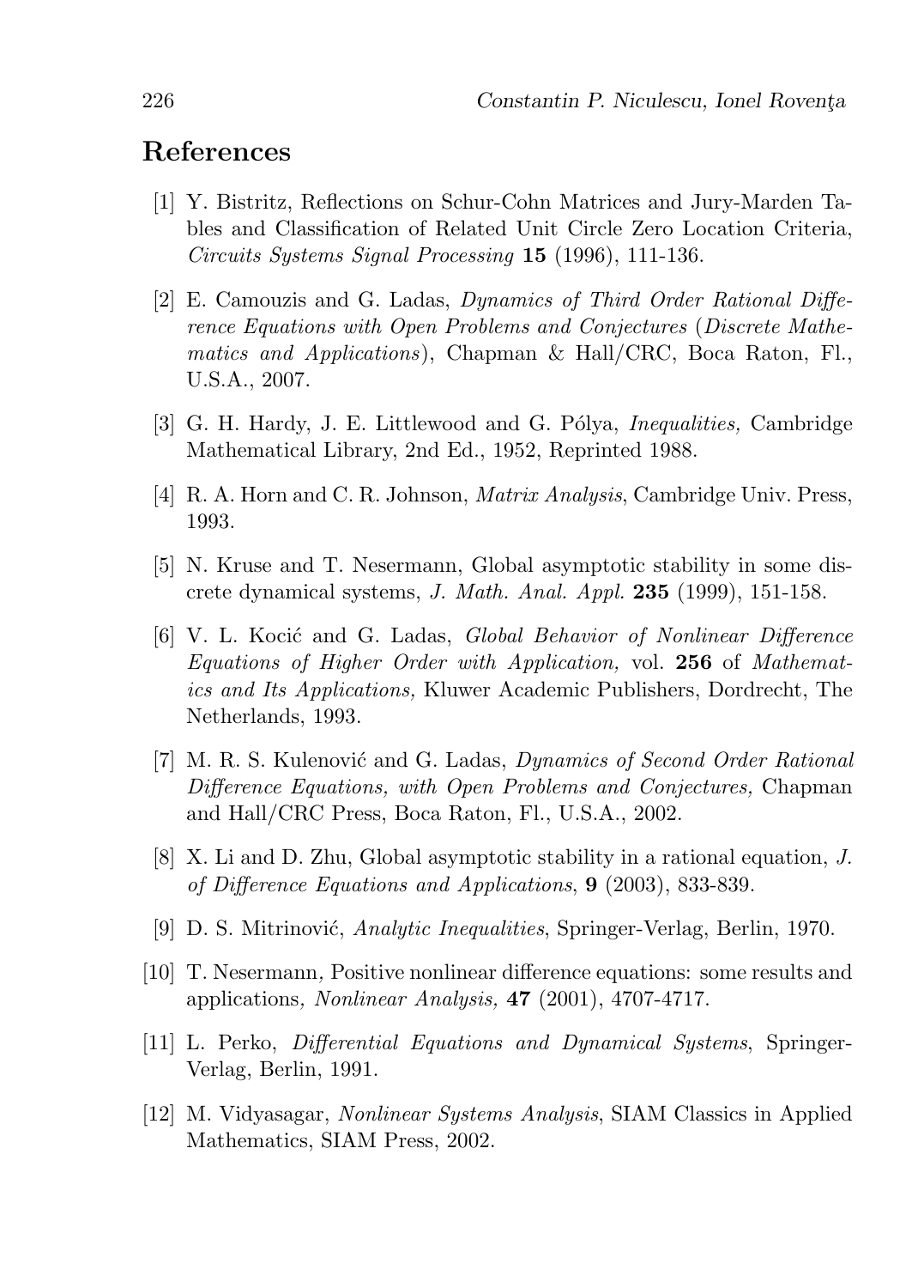## References

[1] Y. Bistritz, Reflections on Schur-Cohn Matrices and Jury-Marden Tables and Classification of Related Unit Circle Zero Location Criteria, *Circuits Systems Signal Processing* **15** (1996), 111-136.

[2] E. Camouzis and G. Ladas, *Dynamics of Third Order Rational Difference Equations with Open Problems and Conjectures* (*Discrete Mathematics and Applications*), Chapman & Hall/CRC, Boca Raton, Fl., U.S.A., 2007.

[3] G. H. Hardy, J. E. Littlewood and G. Pólya, *Inequalities,* Cambridge Mathematical Library, 2nd Ed., 1952, Reprinted 1988.

[4] R. A. Horn and C. R. Johnson, *Matrix Analysis*, Cambridge Univ. Press, 1993.

[5] N. Kruse and T. Nesermann, Global asymptotic stability in some discrete dynamical systems, *J. Math. Anal. Appl.* **235** (1999), 151-158.

[6] V. L. Kocić and G. Ladas, *Global Behavior of Nonlinear Difference Equations of Higher Order with Application,* vol. **256** of *Mathematics and Its Applications,* Kluwer Academic Publishers, Dordrecht, The Netherlands, 1993.

[7] M. R. S. Kulenović and G. Ladas, *Dynamics of Second Order Rational Difference Equations, with Open Problems and Conjectures,* Chapman and Hall/CRC Press, Boca Raton, Fl., U.S.A., 2002.

[8] X. Li and D. Zhu, Global asymptotic stability in a rational equation, *J. of Difference Equations and Applications*, **9** (2003), 833-839.

[9] D. S. Mitrinović, *Analytic Inequalities*, Springer-Verlag, Berlin, 1970.

[10] T. Nesermann, Positive nonlinear difference equations: some results and applications, *Nonlinear Analysis,* **47** (2001), 4707-4717.

[11] L. Perko, *Differential Equations and Dynamical Systems*, Springer-Verlag, Berlin, 1991.

[12] M. Vidyasagar, *Nonlinear Systems Analysis*, SIAM Classics in Applied Mathematics, SIAM Press, 2002.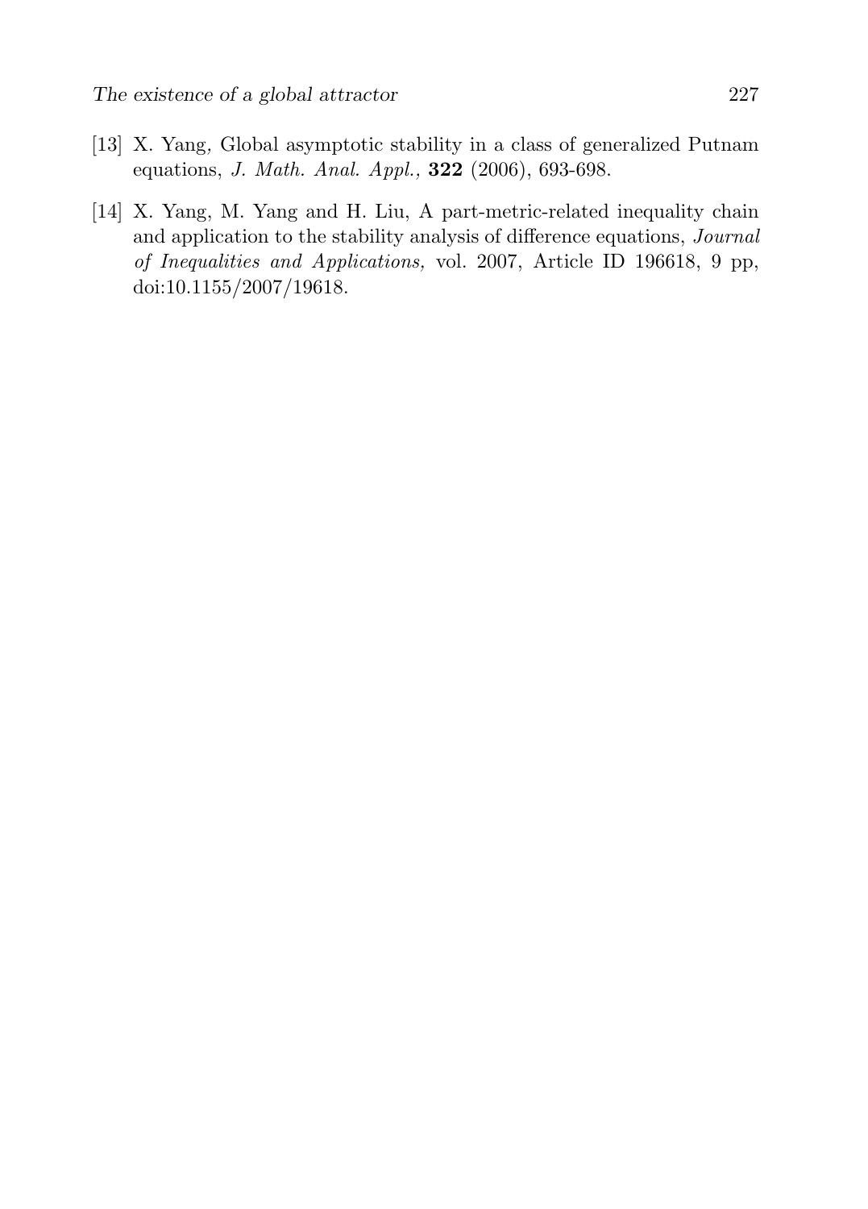[13] X. Yang, Global asymptotic stability in a class of generalized Putnam equations, *J. Math. Anal. Appl.,* **322** (2006), 693-698.

[14] X. Yang, M. Yang and H. Liu, A part-metric-related inequality chain and application to the stability analysis of difference equations, *Journal of Inequalities and Applications,* vol. 2007, Article ID 196618, 9 pp, doi:10.1155/2007/19618.